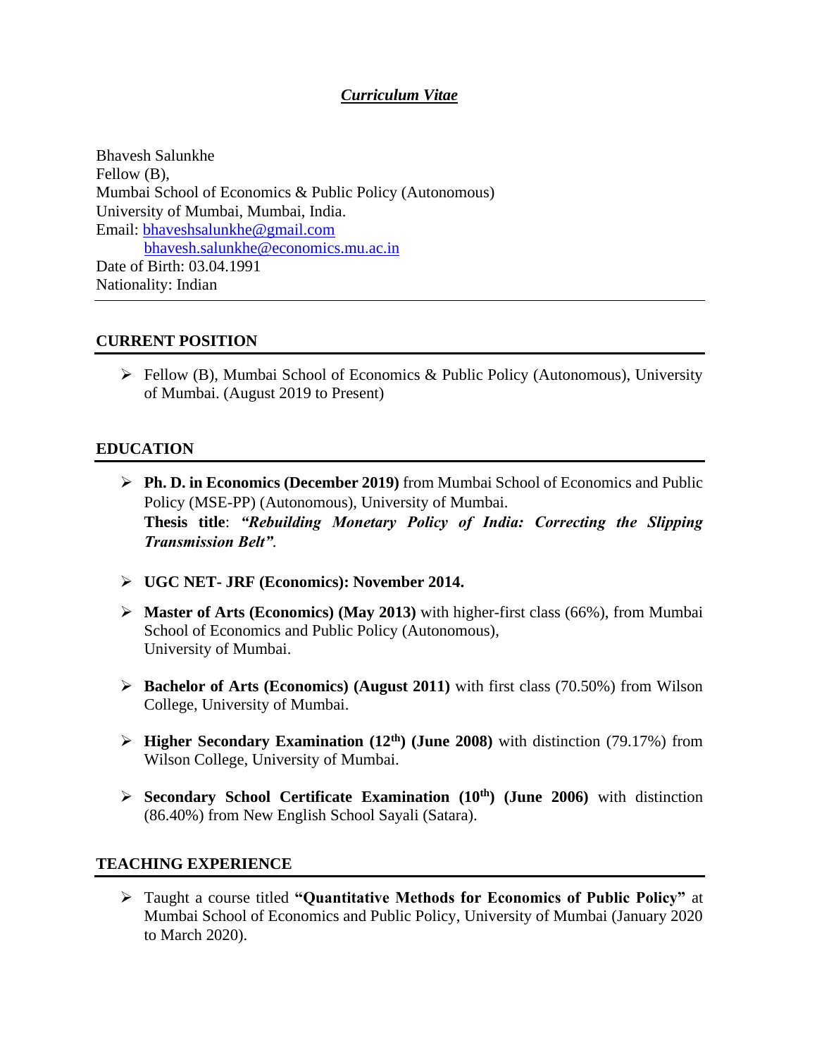***Curriculum Vitae***

Bhavesh Salunkhe
Fellow (B),
Mumbai School of Economics & Public Policy (Autonomous)
University of Mumbai, Mumbai, India.
Email: bhaveshsalunkhe@gmail.com
bhavesh.salunkhe@economics.mu.ac.in
Date of Birth: 03.04.1991
Nationality: Indian

---

## CURRENT POSITION

- Fellow (B), Mumbai School of Economics & Public Policy (Autonomous), University of Mumbai. (August 2019 to Present)

## EDUCATION

- **Ph. D. in Economics (December 2019)** from Mumbai School of Economics and Public Policy (MSE-PP) (Autonomous), University of Mumbai.
  **Thesis title**: ***"Rebuilding Monetary Policy of India: Correcting the Slipping Transmission Belt"***.

- **UGC NET- JRF (Economics): November 2014.**

- **Master of Arts (Economics) (May 2013)** with higher-first class (66%), from Mumbai School of Economics and Public Policy (Autonomous), University of Mumbai.

- **Bachelor of Arts (Economics) (August 2011)** with first class (70.50%) from Wilson College, University of Mumbai.

- **Higher Secondary Examination (12th) (June 2008)** with distinction (79.17%) from Wilson College, University of Mumbai.

- **Secondary School Certificate Examination (10th) (June 2006)** with distinction (86.40%) from New English School Sayali (Satara).

## TEACHING EXPERIENCE

- Taught a course titled **"Quantitative Methods for Economics of Public Policy"** at Mumbai School of Economics and Public Policy, University of Mumbai (January 2020 to March 2020).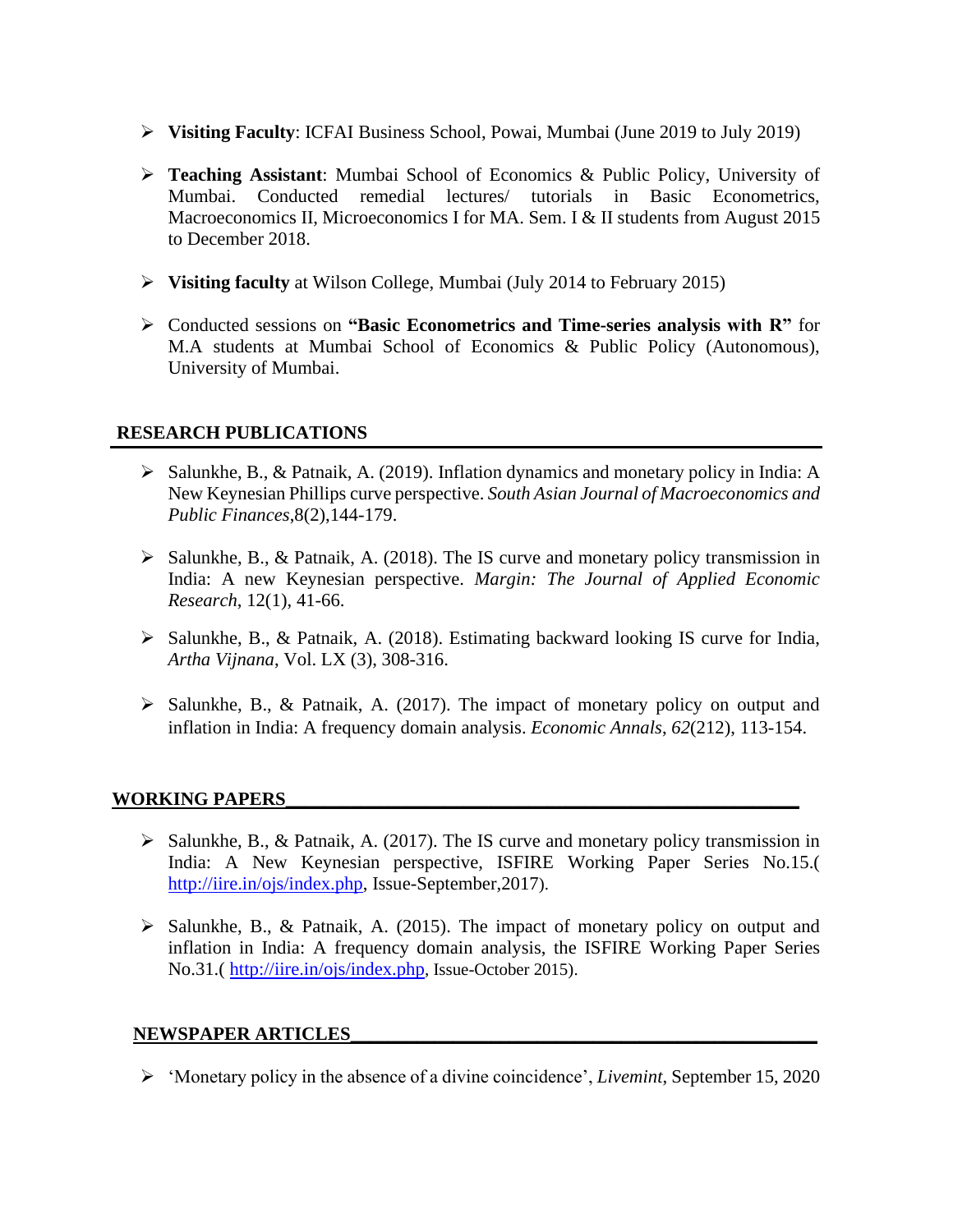- **Visiting Faculty**: ICFAI Business School, Powai, Mumbai (June 2019 to July 2019)

- **Teaching Assistant**: Mumbai School of Economics & Public Policy, University of Mumbai. Conducted remedial lectures/ tutorials in Basic Econometrics, Macroeconomics II, Microeconomics I for MA. Sem. I & II students from August 2015 to December 2018.

- **Visiting faculty** at Wilson College, Mumbai (July 2014 to February 2015)

- Conducted sessions on **"Basic Econometrics and Time-series analysis with R"** for M.A students at Mumbai School of Economics & Public Policy (Autonomous), University of Mumbai.

## RESEARCH PUBLICATIONS

- Salunkhe, B., & Patnaik, A. (2019). Inflation dynamics and monetary policy in India: A New Keynesian Phillips curve perspective. *South Asian Journal of Macroeconomics and Public Finances*,8(2),144-179.

- Salunkhe, B., & Patnaik, A. (2018). The IS curve and monetary policy transmission in India: A new Keynesian perspective. *Margin: The Journal of Applied Economic Research*, 12(1), 41-66.

- Salunkhe, B., & Patnaik, A. (2018). Estimating backward looking IS curve for India, *Artha Vijnana*, Vol. LX (3), 308-316.

- Salunkhe, B., & Patnaik, A. (2017). The impact of monetary policy on output and inflation in India: A frequency domain analysis. *Economic Annals*, *62*(212), 113-154.

## WORKING PAPERS

- Salunkhe, B., & Patnaik, A. (2017). The IS curve and monetary policy transmission in India: A New Keynesian perspective, ISFIRE Working Paper Series No.15.( http://iire.in/ojs/index.php, Issue-September,2017).

- Salunkhe, B., & Patnaik, A. (2015). The impact of monetary policy on output and inflation in India: A frequency domain analysis, the ISFIRE Working Paper Series No.31.( http://iire.in/ojs/index.php, Issue-October 2015).

## NEWSPAPER ARTICLES

- 'Monetary policy in the absence of a divine coincidence', *Livemint*, September 15, 2020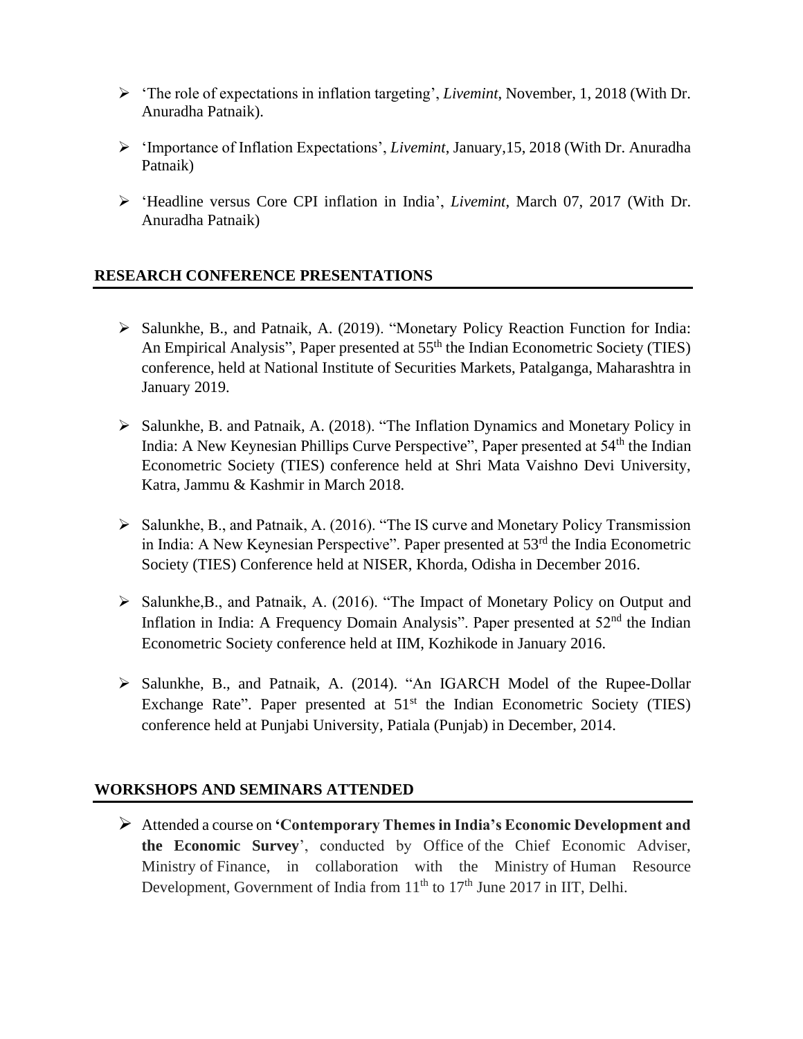- 'The role of expectations in inflation targeting', *Livemint*, November, 1, 2018 (With Dr. Anuradha Patnaik).

- 'Importance of Inflation Expectations', *Livemint*, January,15, 2018 (With Dr. Anuradha Patnaik)

- 'Headline versus Core CPI inflation in India', *Livemint*, March 07, 2017 (With Dr. Anuradha Patnaik)

## RESEARCH CONFERENCE PRESENTATIONS

- Salunkhe, B., and Patnaik, A. (2019). "Monetary Policy Reaction Function for India: An Empirical Analysis", Paper presented at 55th the Indian Econometric Society (TIES) conference, held at National Institute of Securities Markets, Patalganga, Maharashtra in January 2019.

- Salunkhe, B. and Patnaik, A. (2018). "The Inflation Dynamics and Monetary Policy in India: A New Keynesian Phillips Curve Perspective", Paper presented at 54th the Indian Econometric Society (TIES) conference held at Shri Mata Vaishno Devi University, Katra, Jammu & Kashmir in March 2018.

- Salunkhe, B., and Patnaik, A. (2016). "The IS curve and Monetary Policy Transmission in India: A New Keynesian Perspective". Paper presented at 53rd the India Econometric Society (TIES) Conference held at NISER, Khorda, Odisha in December 2016.

- Salunkhe,B., and Patnaik, A. (2016). "The Impact of Monetary Policy on Output and Inflation in India: A Frequency Domain Analysis". Paper presented at 52nd the Indian Econometric Society conference held at IIM, Kozhikode in January 2016.

- Salunkhe, B., and Patnaik, A. (2014). "An IGARCH Model of the Rupee-Dollar Exchange Rate". Paper presented at 51st the Indian Econometric Society (TIES) conference held at Punjabi University, Patiala (Punjab) in December, 2014.

## WORKSHOPS AND SEMINARS ATTENDED

- Attended a course on **'Contemporary Themes in India's Economic Development and the Economic Survey**', conducted by Office of the Chief Economic Adviser, Ministry of Finance, in collaboration with the Ministry of Human Resource Development, Government of India from 11th to 17th June 2017 in IIT, Delhi.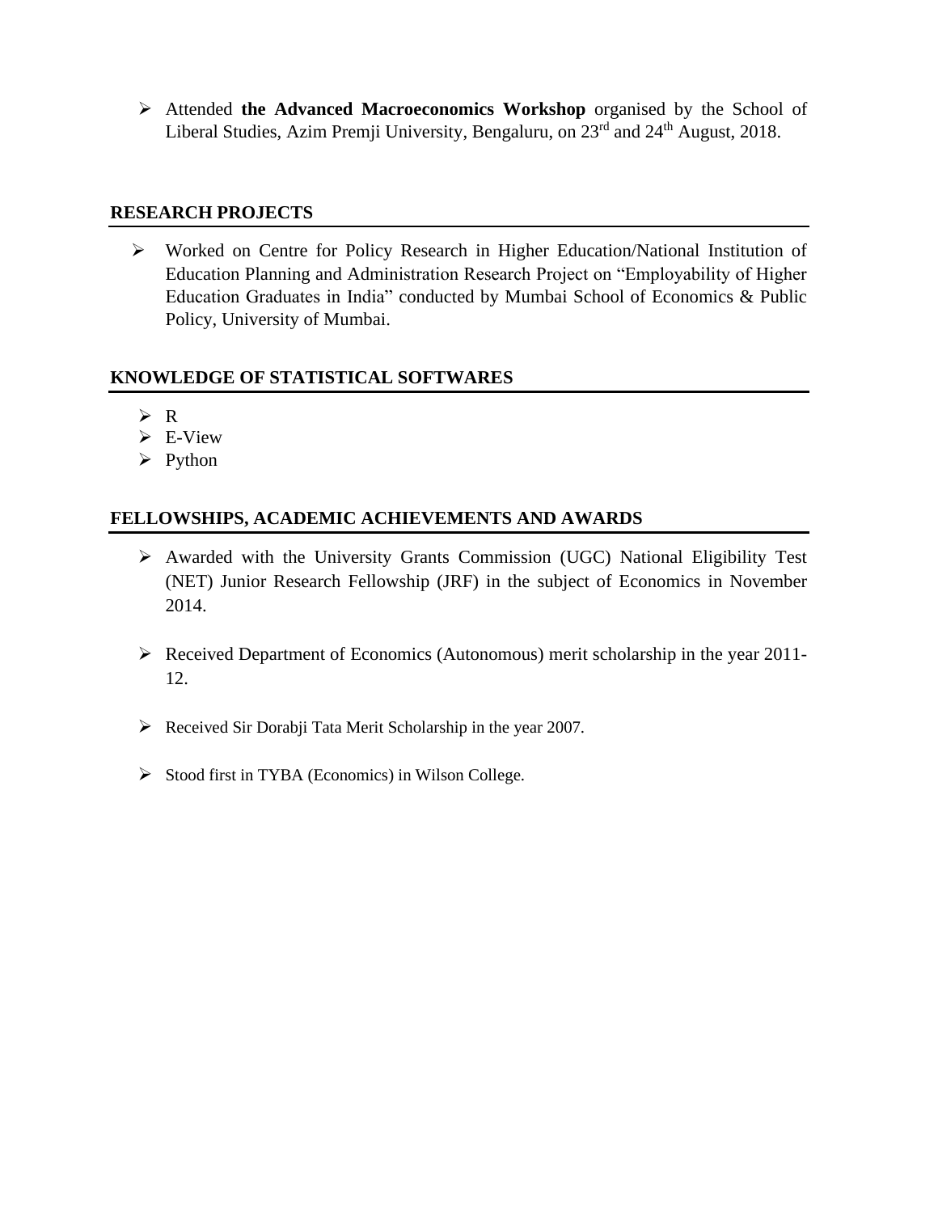- Attended **the Advanced Macroeconomics Workshop** organised by the School of Liberal Studies, Azim Premji University, Bengaluru, on 23rd and 24th August, 2018.

## RESEARCH PROJECTS

- Worked on Centre for Policy Research in Higher Education/National Institution of Education Planning and Administration Research Project on "Employability of Higher Education Graduates in India" conducted by Mumbai School of Economics & Public Policy, University of Mumbai.

## KNOWLEDGE OF STATISTICAL SOFTWARES

- R
- E-View
- Python

## FELLOWSHIPS, ACADEMIC ACHIEVEMENTS AND AWARDS

- Awarded with the University Grants Commission (UGC) National Eligibility Test (NET) Junior Research Fellowship (JRF) in the subject of Economics in November 2014.

- Received Department of Economics (Autonomous) merit scholarship in the year 2011-12.

- Received Sir Dorabji Tata Merit Scholarship in the year 2007.

- Stood first in TYBA (Economics) in Wilson College.